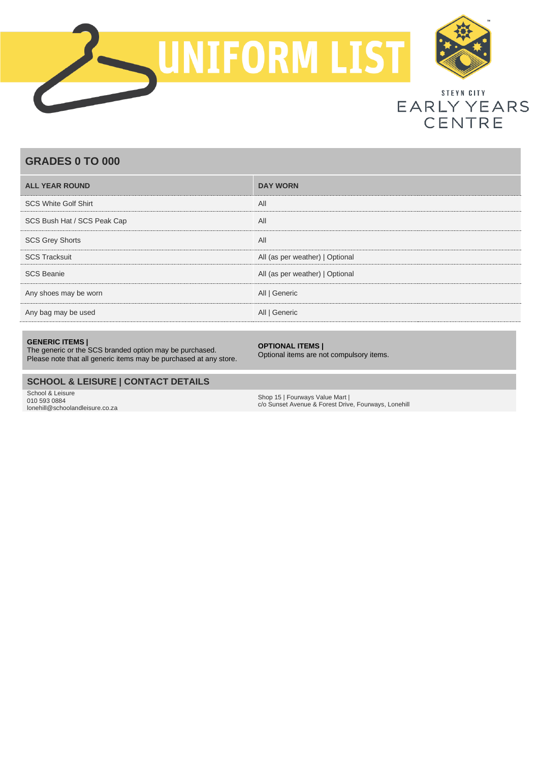# UNIFORM LIST

STEYN CITY
EARLY YEARS CENTRE

## GRADES 0 TO 000

| ALL YEAR ROUND | DAY WORN |
|---|---|
| SCS White Golf Shirt | All |
| SCS Bush Hat / SCS Peak Cap | All |
| SCS Grey Shorts | All |
| SCS Tracksuit | All (as per weather) \| Optional |
| SCS Beanie | All (as per weather) \| Optional |
| Any shoes may be worn | All \| Generic |
| Any bag may be used | All \| Generic |

**GENERIC ITEMS |**
The generic or the SCS branded option may be purchased.
Please note that all generic items may be purchased at any store.

**OPTIONAL ITEMS |**
Optional items are not compulsory items.

## SCHOOL & LEISURE | CONTACT DETAILS

School & Leisure
010 593 0884
lonehill@schoolandleisure.co.za

Shop 15 | Fourways Value Mart |
c/o Sunset Avenue & Forest Drive, Fourways, Lonehill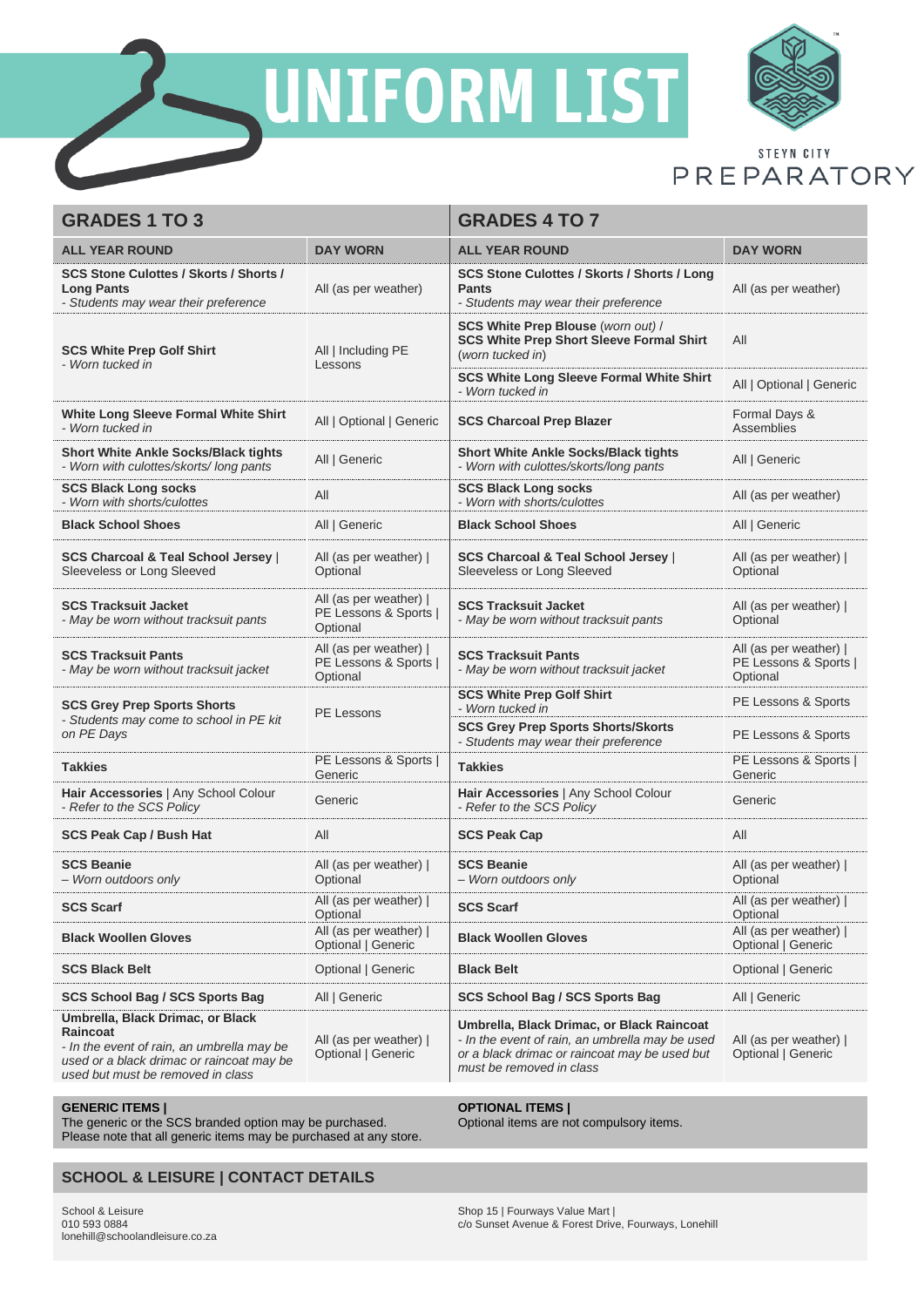# UNIFORM LIST

STEYN CITY PREPARATORY

## GRADES 1 TO 3

| ALL YEAR ROUND | DAY WORN |
|---|---|
| **SCS Stone Culottes / Skorts / Shorts / Long Pants** *- Students may wear their preference* | All (as per weather) |
| **SCS White Prep Golf Shirt** *- Worn tucked in* | All \| Including PE Lessons |
| **White Long Sleeve Formal White Shirt** *- Worn tucked in* | All \| Optional \| Generic |
| **Short White Ankle Socks/Black tights** *- Worn with culottes/skorts/ long pants* | All \| Generic |
| **SCS Black Long socks** *- Worn with shorts/culottes* | All |
| **Black School Shoes** | All \| Generic |
| **SCS Charcoal & Teal School Jersey** \| Sleeveless or Long Sleeved | All (as per weather) \| Optional |
| **SCS Tracksuit Jacket** *- May be worn without tracksuit pants* | All (as per weather) \| PE Lessons & Sports \| Optional |
| **SCS Tracksuit Pants** *- May be worn without tracksuit jacket* | All (as per weather) \| PE Lessons & Sports \| Optional |
| **SCS Grey Prep Sports Shorts** *- Students may come to school in PE kit on PE Days* | PE Lessons |
| **Takkies** | PE Lessons & Sports \| Generic |
| **Hair Accessories** \| Any School Colour *- Refer to the SCS Policy* | Generic |
| **SCS Peak Cap / Bush Hat** | All |
| **SCS Beanie** *– Worn outdoors only* | All (as per weather) \| Optional |
| **SCS Scarf** | All (as per weather) \| Optional |
| **Black Woollen Gloves** | All (as per weather) \| Optional \| Generic |
| **SCS Black Belt** | Optional \| Generic |
| **SCS School Bag / SCS Sports Bag** | All \| Generic |
| **Umbrella, Black Drimac, or Black Raincoat** *- In the event of rain, an umbrella may be used or a black drimac or raincoat may be used but must be removed in class* | All (as per weather) \| Optional \| Generic |

## GRADES 4 TO 7

| ALL YEAR ROUND | DAY WORN |
|---|---|
| **SCS Stone Culottes / Skorts / Shorts / Long Pants** *- Students may wear their preference* | All (as per weather) |
| **SCS White Prep Blouse** *(worn out)* / **SCS White Prep Short Sleeve Formal Shirt** *(worn tucked in)* | All |
| **SCS White Long Sleeve Formal White Shirt** *- Worn tucked in* | All \| Optional \| Generic |
| **SCS Charcoal Prep Blazer** | Formal Days & Assemblies |
| **Short White Ankle Socks/Black tights** *- Worn with culottes/skorts/long pants* | All \| Generic |
| **SCS Black Long socks** *- Worn with shorts/culottes* | All (as per weather) |
| **Black School Shoes** | All \| Generic |
| **SCS Charcoal & Teal School Jersey** \| Sleeveless or Long Sleeved | All (as per weather) \| Optional |
| **SCS Tracksuit Jacket** *- May be worn without tracksuit pants* | All (as per weather) \| Optional |
| **SCS Tracksuit Pants** *- May be worn without tracksuit jacket* | All (as per weather) \| PE Lessons & Sports \| Optional |
| **SCS White Prep Golf Shirt** *- Worn tucked in* | PE Lessons & Sports |
| **SCS Grey Prep Sports Shorts/Skorts** *- Students may wear their preference* | PE Lessons & Sports |
| **Takkies** | PE Lessons & Sports \| Generic |
| **Hair Accessories** \| Any School Colour *- Refer to the SCS Policy* | Generic |
| **SCS Peak Cap** | All |
| **SCS Beanie** *– Worn outdoors only* | All (as per weather) \| Optional |
| **SCS Scarf** | All (as per weather) \| Optional |
| **Black Woollen Gloves** | All (as per weather) \| Optional \| Generic |
| **Black Belt** | Optional \| Generic |
| **SCS School Bag / SCS Sports Bag** | All \| Generic |
| **Umbrella, Black Drimac, or Black Raincoat** *- In the event of rain, an umbrella may be used or a black drimac or raincoat may be used but must be removed in class* | All (as per weather) \| Optional \| Generic |

**GENERIC ITEMS |**
The generic or the SCS branded option may be purchased.
Please note that all generic items may be purchased at any store.

**OPTIONAL ITEMS |**
Optional items are not compulsory items.

## SCHOOL & LEISURE | CONTACT DETAILS

School & Leisure
010 593 0884
lonehill@schoolandleisure.co.za

Shop 15 | Fourways Value Mart |
c/o Sunset Avenue & Forest Drive, Fourways, Lonehill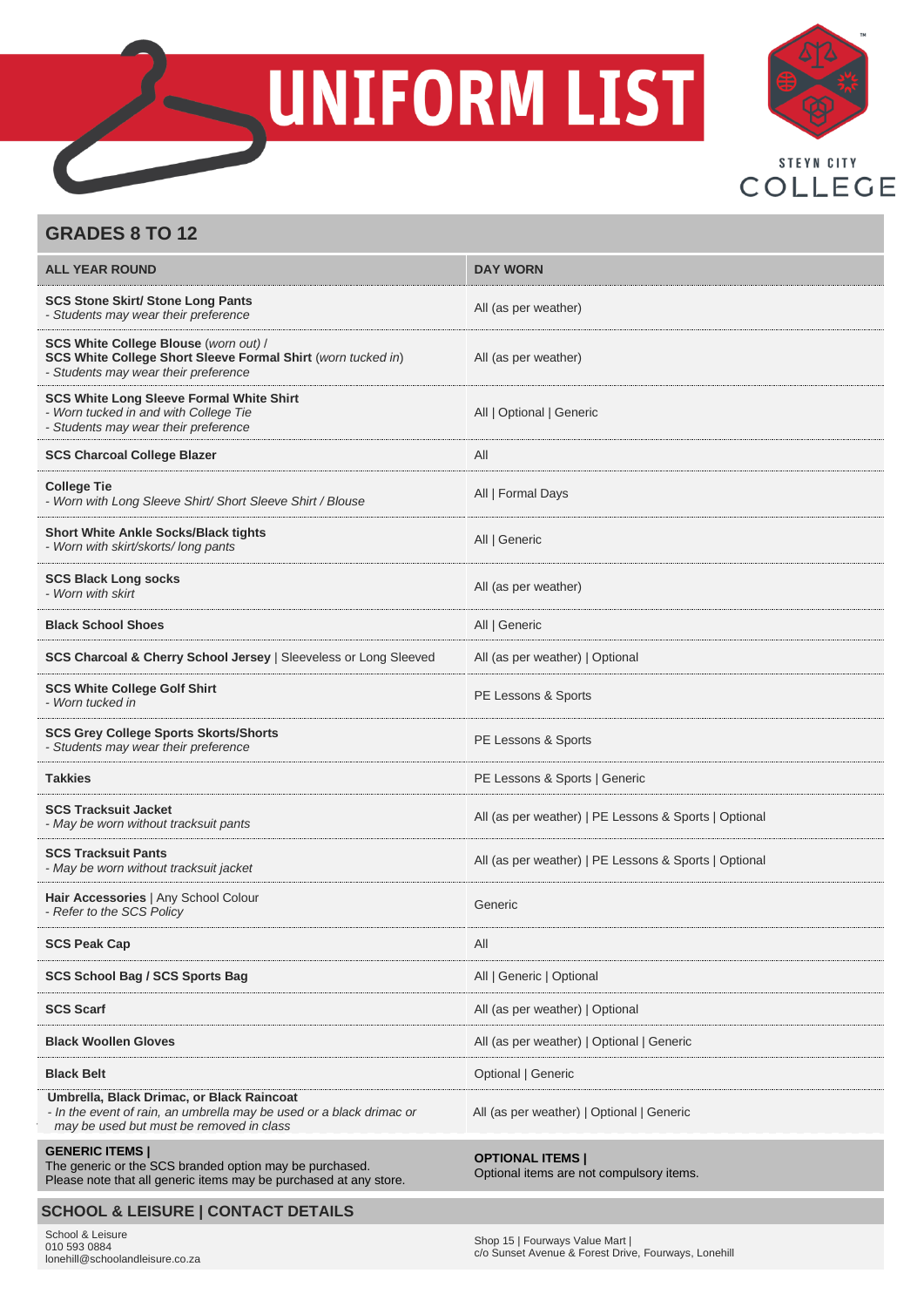# UNIFORM LIST

STEYN CITY
COLLEGE

## GRADES 8 TO 12

| ALL YEAR ROUND | DAY WORN |
|---|---|
| **SCS Stone Skirt/ Stone Long Pants**<br>*- Students may wear their preference* | All (as per weather) |
| **SCS White College Blouse** *(worn out)* /<br>**SCS White College Short Sleeve Formal Shirt** *(worn tucked in)*<br>*- Students may wear their preference* | All (as per weather) |
| **SCS White Long Sleeve Formal White Shirt**<br>*- Worn tucked in and with College Tie*<br>*- Students may wear their preference* | All \| Optional \| Generic |
| **SCS Charcoal College Blazer** | All |
| **College Tie**<br>*- Worn with Long Sleeve Shirt/ Short Sleeve Shirt / Blouse* | All \| Formal Days |
| **Short White Ankle Socks/Black tights**<br>*- Worn with skirt/skorts/ long pants* | All \| Generic |
| **SCS Black Long socks**<br>*- Worn with skirt* | All (as per weather) |
| **Black School Shoes** | All \| Generic |
| **SCS Charcoal & Cherry School Jersey** \| Sleeveless or Long Sleeved | All (as per weather) \| Optional |
| **SCS White College Golf Shirt**<br>*- Worn tucked in* | PE Lessons & Sports |
| **SCS Grey College Sports Skorts/Shorts**<br>*- Students may wear their preference* | PE Lessons & Sports |
| **Takkies** | PE Lessons & Sports \| Generic |
| **SCS Tracksuit Jacket**<br>*- May be worn without tracksuit pants* | All (as per weather) \| PE Lessons & Sports \| Optional |
| **SCS Tracksuit Pants**<br>*- May be worn without tracksuit jacket* | All (as per weather) \| PE Lessons & Sports \| Optional |
| **Hair Accessories** \| Any School Colour<br>*- Refer to the SCS Policy* | Generic |
| **SCS Peak Cap** | All |
| **SCS School Bag / SCS Sports Bag** | All \| Generic \| Optional |
| **SCS Scarf** | All (as per weather) \| Optional |
| **Black Woollen Gloves** | All (as per weather) \| Optional \| Generic |
| **Black Belt** | Optional \| Generic |
| **Umbrella, Black Drimac, or Black Raincoat**<br>*- In the event of rain, an umbrella may be used or a black drimac or may be used but must be removed in class* | All (as per weather) \| Optional \| Generic |

**GENERIC ITEMS |**
The generic or the SCS branded option may be purchased.
Please note that all generic items may be purchased at any store.

**OPTIONAL ITEMS |**
Optional items are not compulsory items.

## SCHOOL & LEISURE | CONTACT DETAILS

School & Leisure
010 593 0884
lonehill@schoolandleisure.co.za

Shop 15 | Fourways Value Mart |
c/o Sunset Avenue & Forest Drive, Fourways, Lonehill